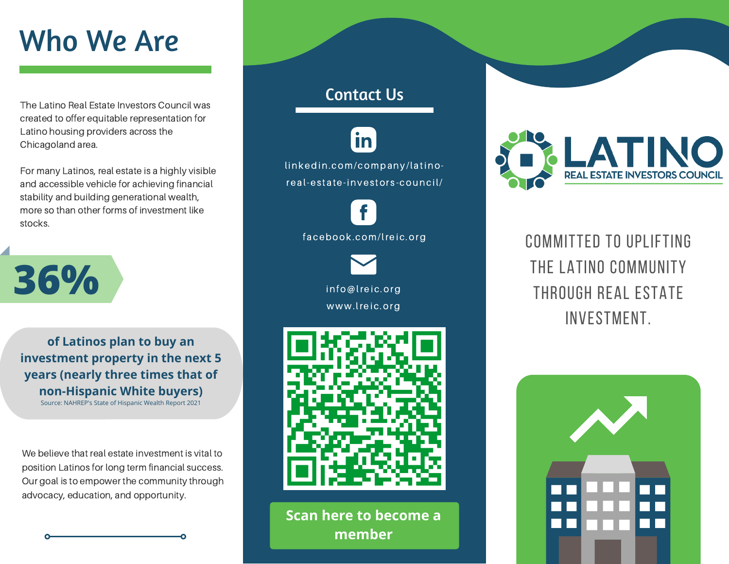# Who We Are

The Latino Real Estate Investors Council was created to offer equitable representation for Latino housing providers across the Chicagoland area.

For many Latinos, real estate is a highly visible and accessible vehicle for achieving financial stability and building generational wealth, more so than other forms of investment like stocks.

**36%**

**of Latinos plan to buy an investment property in the next 5 years (nearly three times that of non-Hispanic White buyers)**

Source: NAHREP's State of Hispanic Wealth Report 2021

We believe that real estate investment is vital to position Latinos for long term financial success. Our goal is to empower the community through advocacy, education, and opportunity.

## Contact Us

linkedin.com/company/latino-real-estate-investors-council/

facebook.com/lreic.org

info@lreic.org

www.lreic.org

**Scan here to become a member**

# LATINO
## REAL ESTATE INVESTORS COUNCIL

COMMITTED TO UPLIFTING THE LATINO COMMUNITY THROUGH REAL ESTATE INVESTMENT.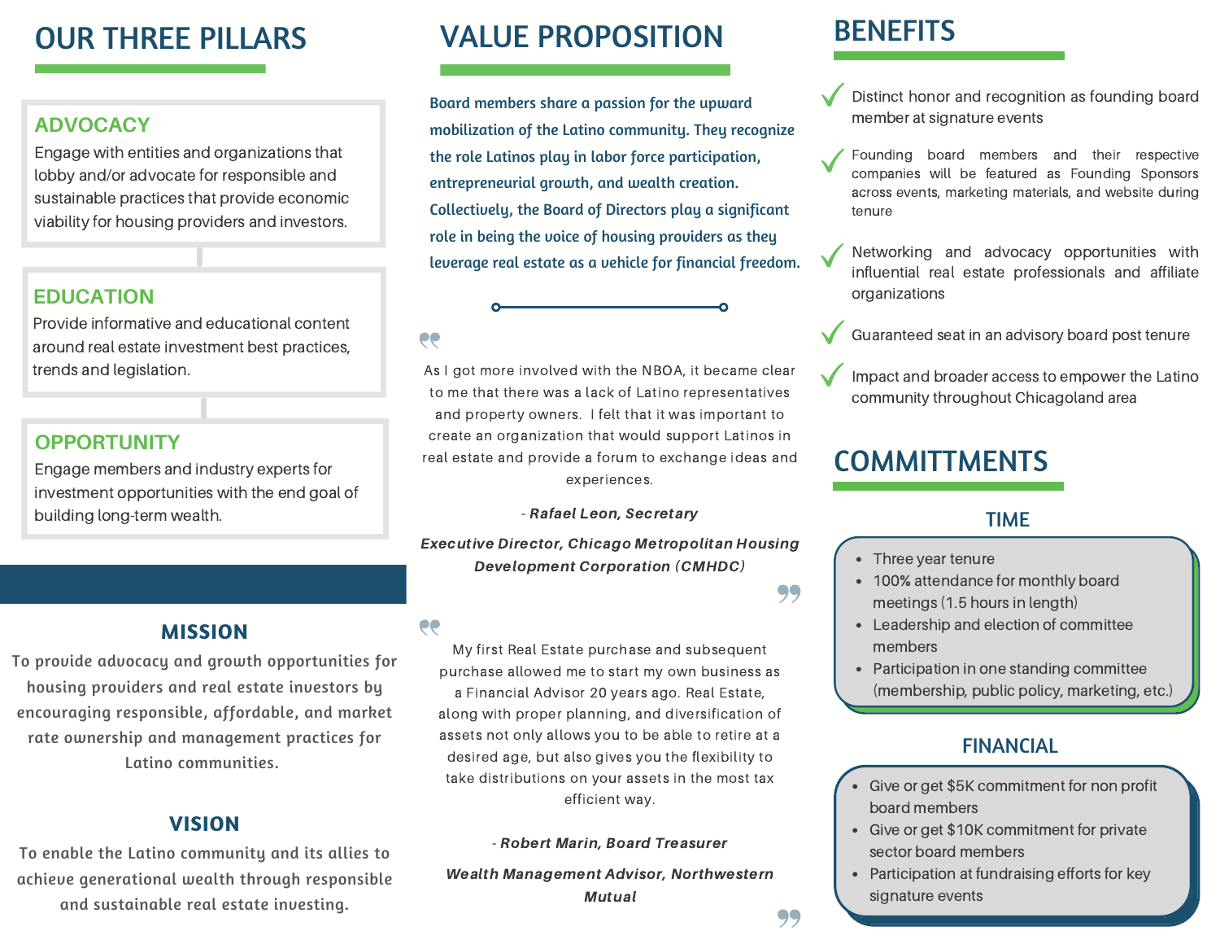## OUR THREE PILLARS

### ADVOCACY

Engage with entities and organizations that lobby and/or advocate for responsible and sustainable practices that provide economic viability for housing providers and investors.

### EDUCATION

Provide informative and educational content around real estate investment best practices, trends and legislation.

### OPPORTUNITY

Engage members and industry experts for investment opportunities with the end goal of building long-term wealth.

### MISSION

To provide advocacy and growth opportunities for housing providers and real estate investors by encouraging responsible, affordable, and market rate ownership and management practices for Latino communities.

### VISION

To enable the Latino community and its allies to achieve generational wealth through responsible and sustainable real estate investing.

## VALUE PROPOSITION

**Board members share a passion for the upward mobilization of the Latino community. They recognize the role Latinos play in labor force participation, entrepreneurial growth, and wealth creation. Collectively, the Board of Directors play a significant role in being the voice of housing providers as they leverage real estate as a vehicle for financial freedom.**

> As I got more involved with the NBOA, it became clear to me that there was a lack of Latino representatives and property owners. I felt that it was important to create an organization that would support Latinos in real estate and provide a forum to exchange ideas and experiences.
>
> - ***Rafael Leon, Secretary***
>
> ***Executive Director, Chicago Metropolitan Housing Development Corporation (CMHDC)***

> My first Real Estate purchase and subsequent purchase allowed me to start my own business as a Financial Advisor 20 years ago. Real Estate, along with proper planning, and diversification of assets not only allows you to be able to retire at a desired age, but also gives you the flexibility to take distributions on your assets in the most tax efficient way.
>
> - ***Robert Marin, Board Treasurer***
>
> ***Wealth Management Advisor, Northwestern Mutual***

## BENEFITS

- ✓ Distinct honor and recognition as founding board member at signature events
- ✓ Founding board members and their respective companies will be featured as Founding Sponsors across events, marketing materials, and website during tenure
- ✓ Networking and advocacy opportunities with influential real estate professionals and affiliate organizations
- ✓ Guaranteed seat in an advisory board post tenure
- ✓ Impact and broader access to empower the Latino community throughout Chicagoland area

## COMMITTMENTS

### TIME

- Three year tenure
- 100% attendance for monthly board meetings (1.5 hours in length)
- Leadership and election of committee members
- Participation in one standing committee (membership, public policy, marketing, etc.)

### FINANCIAL

- Give or get $5K commitment for non profit board members
- Give or get $10K commitment for private sector board members
- Participation at fundraising efforts for key signature events